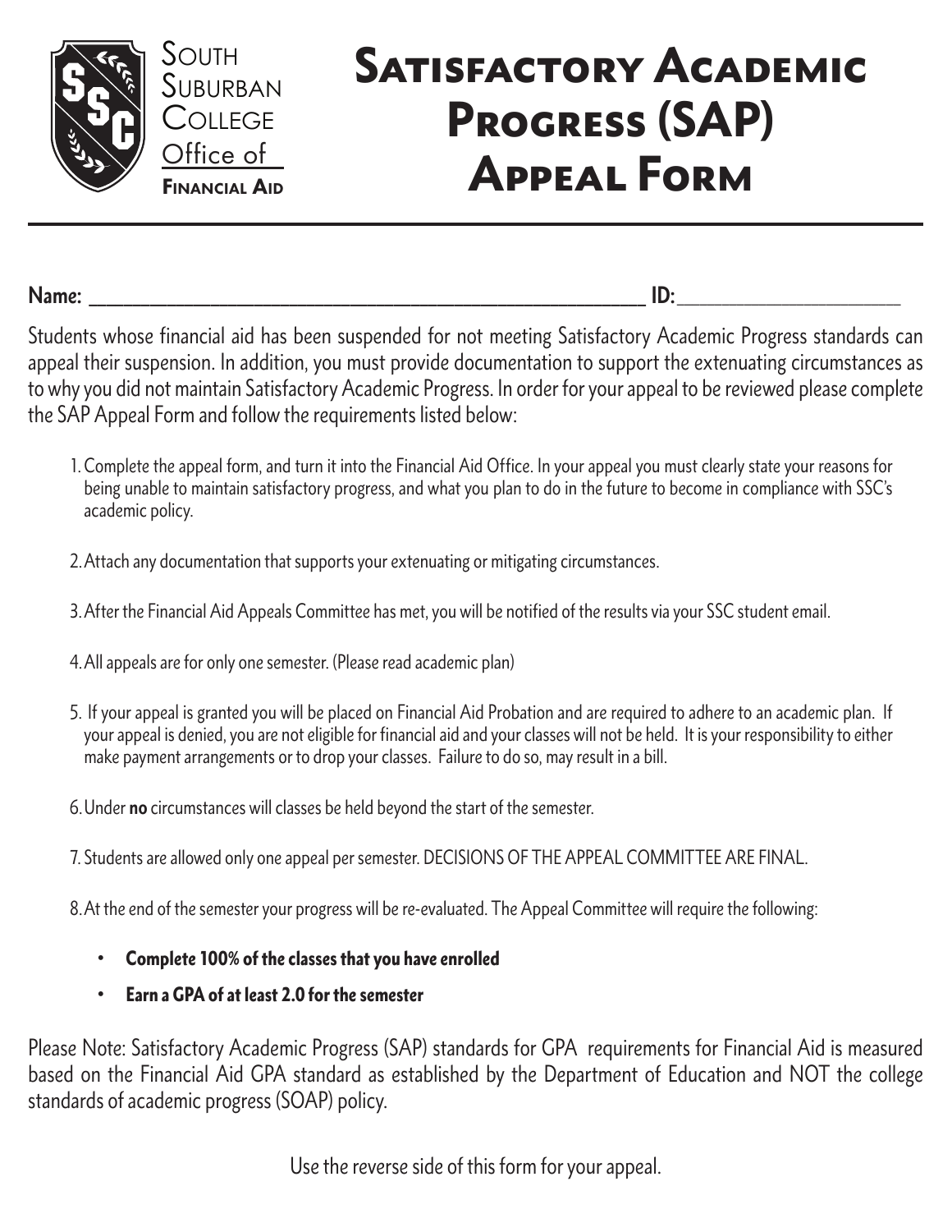South Suburban College
Office of Financial Aid

# Satisfactory Academic Progress (SAP) Appeal Form

**Name:** ______________________________________________________ **ID:**______________________

Students whose financial aid has been suspended for not meeting Satisfactory Academic Progress standards can appeal their suspension. In addition, you must provide documentation to support the extenuating circumstances as to why you did not maintain Satisfactory Academic Progress. In order for your appeal to be reviewed please complete the SAP Appeal Form and follow the requirements listed below:

1. Complete the appeal form, and turn it into the Financial Aid Office. In your appeal you must clearly state your reasons for being unable to maintain satisfactory progress, and what you plan to do in the future to become in compliance with SSC's academic policy.

2. Attach any documentation that supports your extenuating or mitigating circumstances.

3. After the Financial Aid Appeals Committee has met, you will be notified of the results via your SSC student email.

4. All appeals are for only one semester. (Please read academic plan)

5. If your appeal is granted you will be placed on Financial Aid Probation and are required to adhere to an academic plan. If your appeal is denied, you are not eligible for financial aid and your classes will not be held. It is your responsibility to either make payment arrangements or to drop your classes. Failure to do so, may result in a bill.

6. Under **no** circumstances will classes be held beyond the start of the semester.

7. Students are allowed only one appeal per semester. DECISIONS OF THE APPEAL COMMITTEE ARE FINAL.

8. At the end of the semester your progress will be re-evaluated. The Appeal Committee will require the following:

   - **Complete 100% of the classes that you have enrolled**
   - **Earn a GPA of at least 2.0 for the semester**

Please Note: Satisfactory Academic Progress (SAP) standards for GPA requirements for Financial Aid is measured based on the Financial Aid GPA standard as established by the Department of Education and NOT the college standards of academic progress (SOAP) policy.

Use the reverse side of this form for your appeal.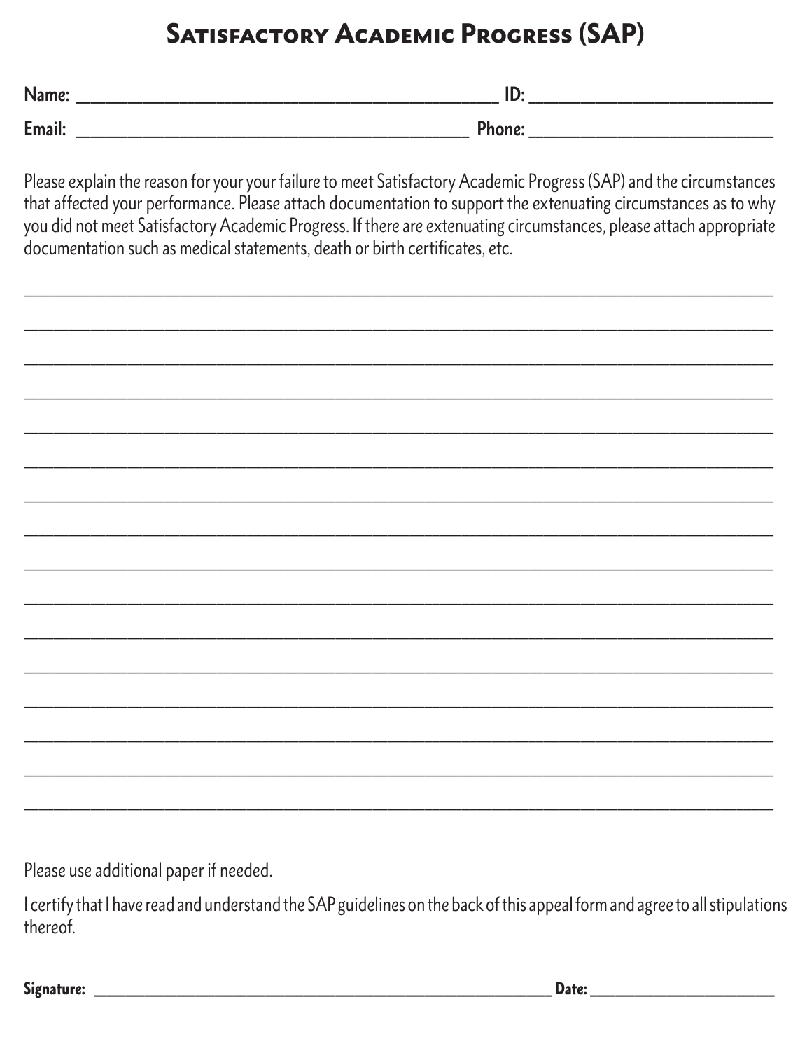# Satisfactory Academic Progress (SAP)

**Name:** ______________________________________________ **ID:** ____________________________

**Email:** ____________________________________________ **Phone:** ____________________________

Please explain the reason for your your failure to meet Satisfactory Academic Progress (SAP) and the circumstances that affected your performance. Please attach documentation to support the extenuating circumstances as to why you did not meet Satisfactory Academic Progress. If there are extenuating circumstances, please attach appropriate documentation such as medical statements, death or birth certificates, etc.

______________________________________________________________________________________

______________________________________________________________________________________

______________________________________________________________________________________

______________________________________________________________________________________

______________________________________________________________________________________

______________________________________________________________________________________

______________________________________________________________________________________

______________________________________________________________________________________

______________________________________________________________________________________

______________________________________________________________________________________

______________________________________________________________________________________

______________________________________________________________________________________

______________________________________________________________________________________

______________________________________________________________________________________

______________________________________________________________________________________

______________________________________________________________________________________

Please use additional paper if needed.

I certify that I have read and understand the SAP guidelines on the back of this appeal form and agree to all stipulations thereof.

**Signature:** ______________________________________________________________ **Date:** ________________________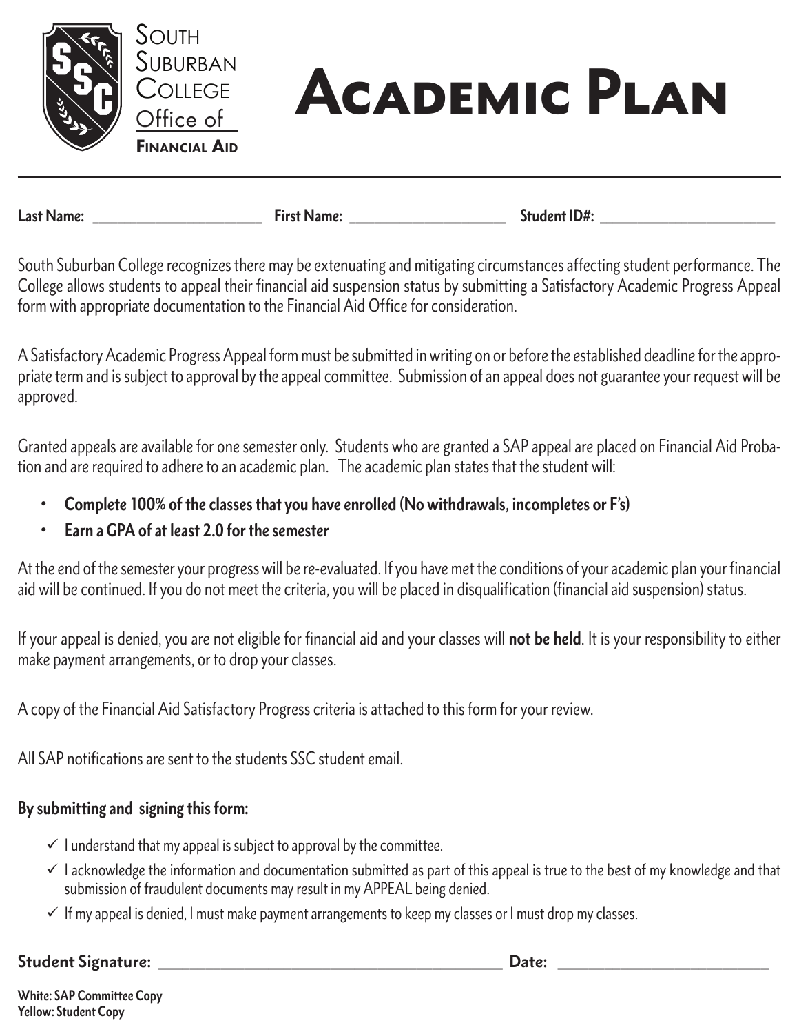South Suburban College
Office of
**Financial Aid**

# Academic Plan

**Last Name:** ______________________ **First Name:** ____________________ **Student ID#:** ______________________

South Suburban College recognizes there may be extenuating and mitigating circumstances affecting student performance. The College allows students to appeal their financial aid suspension status by submitting a Satisfactory Academic Progress Appeal form with appropriate documentation to the Financial Aid Office for consideration.

A Satisfactory Academic Progress Appeal form must be submitted in writing on or before the established deadline for the appropriate term and is subject to approval by the appeal committee. Submission of an appeal does not guarantee your request will be approved.

Granted appeals are available for one semester only. Students who are granted a SAP appeal are placed on Financial Aid Probation and are required to adhere to an academic plan. The academic plan states that the student will:

- **Complete 100% of the classes that you have enrolled (No withdrawals, incompletes or F's)**
- **Earn a GPA of at least 2.0 for the semester**

At the end of the semester your progress will be re-evaluated. If you have met the conditions of your academic plan your financial aid will be continued. If you do not meet the criteria, you will be placed in disqualification (financial aid suspension) status.

If your appeal is denied, you are not eligible for financial aid and your classes will **not be held**. It is your responsibility to either make payment arrangements, or to drop your classes.

A copy of the Financial Aid Satisfactory Progress criteria is attached to this form for your review.

All SAP notifications are sent to the students SSC student email.

**By submitting and signing this form:**

- ✓ I understand that my appeal is subject to approval by the committee.
- ✓ I acknowledge the information and documentation submitted as part of this appeal is true to the best of my knowledge and that submission of fraudulent documents may result in my APPEAL being denied.
- ✓ If my appeal is denied, I must make payment arrangements to keep my classes or I must drop my classes.

**Student Signature:** ________________________________________ **Date:** ________________________

**White: SAP Committee Copy**
**Yellow: Student Copy**